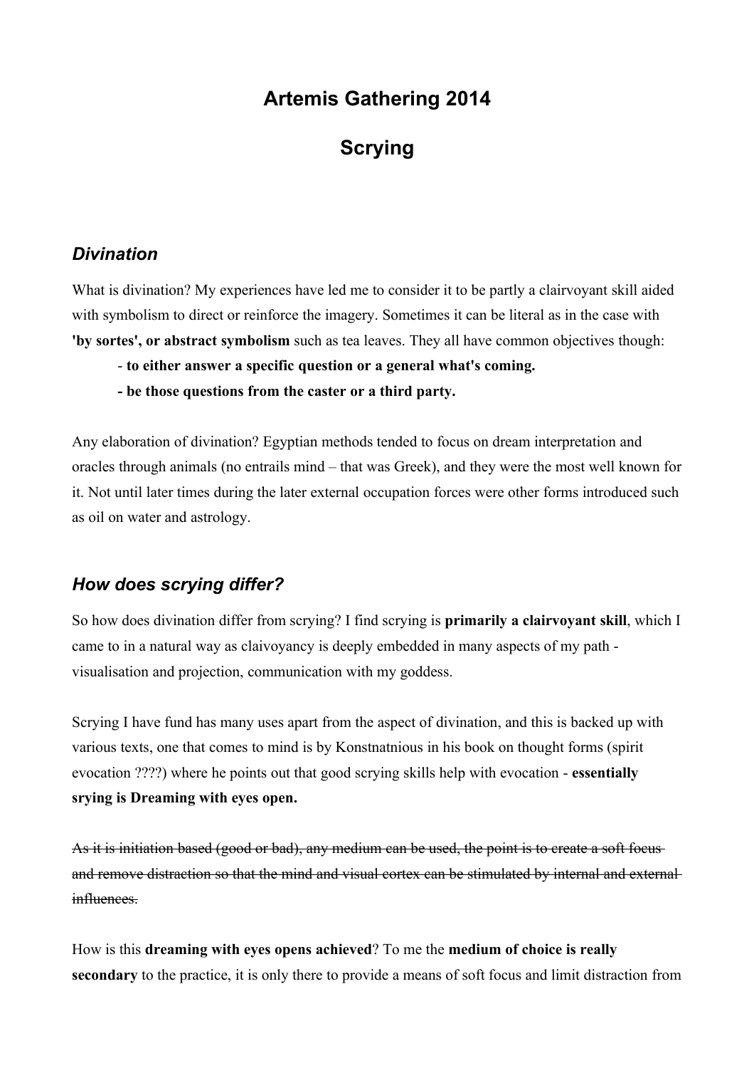# Artemis Gathering 2014

# Scrying

## *Divination*

What is divination? My experiences have led me to consider it to be partly a clairvoyant skill aided with symbolism to direct or reinforce the imagery. Sometimes it can be literal as in the case with **'by sortes', or abstract symbolism** such as tea leaves. They all have common objectives though:

- **to either answer a specific question or a general what's coming.**
- **be those questions from the caster or a third party.**

Any elaboration of divination? Egyptian methods tended to focus on dream interpretation and oracles through animals (no entrails mind – that was Greek), and they were the most well known for it. Not until later times during the later external occupation forces were other forms introduced such as oil on water and astrology.

## *How does scrying differ?*

So how does divination differ from scrying? I find scrying is **primarily a clairvoyant skill**, which I came to in a natural way as claivoyancy is deeply embedded in many aspects of my path - visualisation and projection, communication with my goddess.

Scrying I have fund has many uses apart from the aspect of divination, and this is backed up with various texts, one that comes to mind is by Konstnatnious in his book on thought forms (spirit evocation ????) where he points out that good scrying skills help with evocation - **essentially srying is Dreaming with eyes open.**

~~As it is initiation based (good or bad), any medium can be used, the point is to create a soft focus and remove distraction so that the mind and visual cortex can be stimulated by internal and external influences.~~

How is this **dreaming with eyes opens achieved**? To me the **medium of choice is really secondary** to the practice, it is only there to provide a means of soft focus and limit distraction from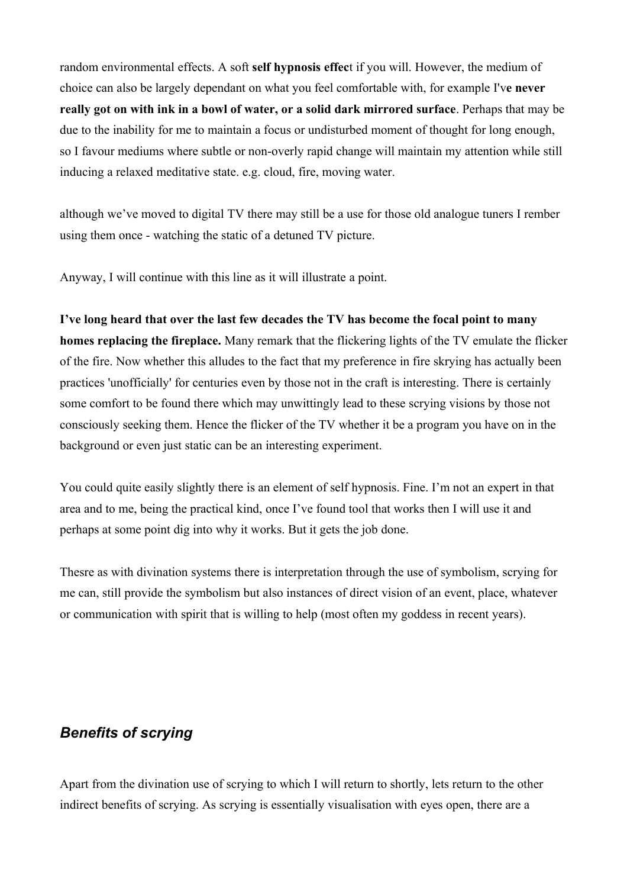random environmental effects. A soft **self hypnosis effec**t if you will. However, the medium of choice can also be largely dependant on what you feel comfortable with, for example I'v**e never really got on with ink in a bowl of water, or a solid dark mirrored surface**. Perhaps that may be due to the inability for me to maintain a focus or undisturbed moment of thought for long enough, so I favour mediums where subtle or non-overly rapid change will maintain my attention while still inducing a relaxed meditative state. e.g. cloud, fire, moving water.

although we've moved to digital TV there may still be a use for those old analogue tuners I rember using them once - watching the static of a detuned TV picture.

Anyway, I will continue with this line as it will illustrate a point.

**I've long heard that over the last few decades the TV has become the focal point to many homes replacing the fireplace.** Many remark that the flickering lights of the TV emulate the flicker of the fire. Now whether this alludes to the fact that my preference in fire skrying has actually been practices 'unofficially' for centuries even by those not in the craft is interesting. There is certainly some comfort to be found there which may unwittingly lead to these scrying visions by those not consciously seeking them. Hence the flicker of the TV whether it be a program you have on in the background or even just static can be an interesting experiment.

You could quite easily slightly there is an element of self hypnosis. Fine. I'm not an expert in that area and to me, being the practical kind, once I've found tool that works then I will use it and perhaps at some point dig into why it works. But it gets the job done.

Thesre as with divination systems there is interpretation through the use of symbolism, scrying for me can, still provide the symbolism but also instances of direct vision of an event, place, whatever or communication with spirit that is willing to help (most often my goddess in recent years).

## *Benefits of scrying*

Apart from the divination use of scrying to which I will return to shortly, lets return to the other indirect benefits of scrying. As scrying is essentially visualisation with eyes open, there are a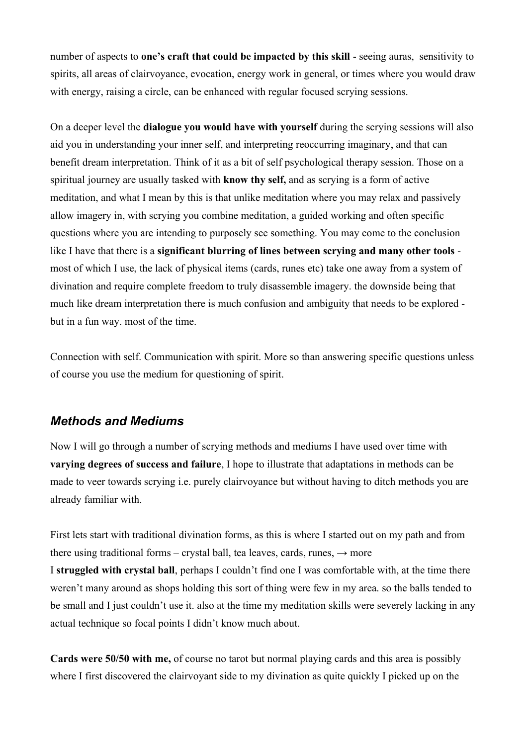number of aspects to **one's craft that could be impacted by this skill** - seeing auras, sensitivity to spirits, all areas of clairvoyance, evocation, energy work in general, or times where you would draw with energy, raising a circle, can be enhanced with regular focused scrying sessions.

On a deeper level the **dialogue you would have with yourself** during the scrying sessions will also aid you in understanding your inner self, and interpreting reoccurring imaginary, and that can benefit dream interpretation. Think of it as a bit of self psychological therapy session. Those on a spiritual journey are usually tasked with **know thy self,** and as scrying is a form of active meditation, and what I mean by this is that unlike meditation where you may relax and passively allow imagery in, with scrying you combine meditation, a guided working and often specific questions where you are intending to purposely see something. You may come to the conclusion like I have that there is a **significant blurring of lines between scrying and many other tools** - most of which I use, the lack of physical items (cards, runes etc) take one away from a system of divination and require complete freedom to truly disassemble imagery. the downside being that much like dream interpretation there is much confusion and ambiguity that needs to be explored - but in a fun way. most of the time.

Connection with self. Communication with spirit. More so than answering specific questions unless of course you use the medium for questioning of spirit.

## *Methods and Mediums*

Now I will go through a number of scrying methods and mediums I have used over time with **varying degrees of success and failure**, I hope to illustrate that adaptations in methods can be made to veer towards scrying i.e. purely clairvoyance but without having to ditch methods you are already familiar with.

First lets start with traditional divination forms, as this is where I started out on my path and from there using traditional forms – crystal ball, tea leaves, cards, runes, → more
I **struggled with crystal ball**, perhaps I couldn't find one I was comfortable with, at the time there weren't many around as shops holding this sort of thing were few in my area. so the balls tended to be small and I just couldn't use it. also at the time my meditation skills were severely lacking in any actual technique so focal points I didn't know much about.

**Cards were 50/50 with me,** of course no tarot but normal playing cards and this area is possibly where I first discovered the clairvoyant side to my divination as quite quickly I picked up on the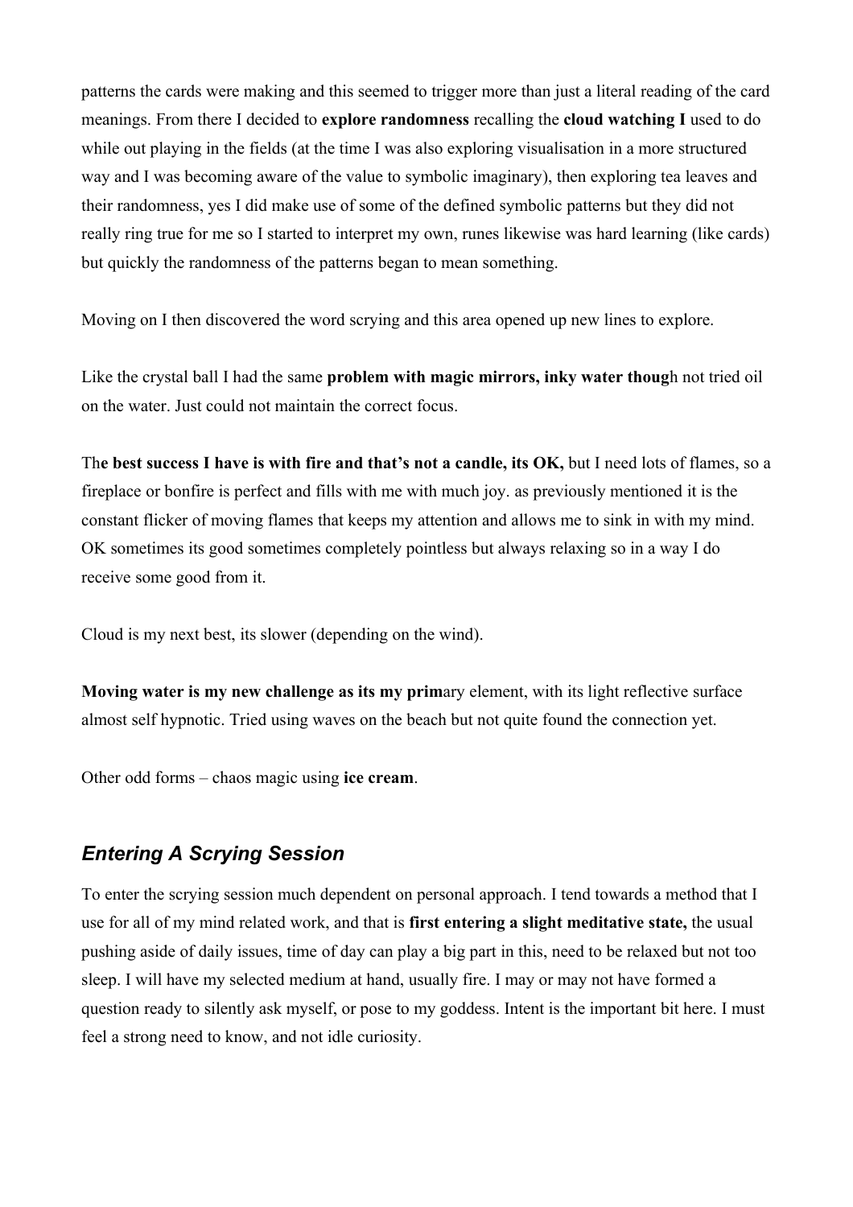patterns the cards were making and this seemed to trigger more than just a literal reading of the card meanings. From there I decided to **explore randomness** recalling the **cloud watching I** used to do while out playing in the fields (at the time I was also exploring visualisation in a more structured way and I was becoming aware of the value to symbolic imaginary), then exploring tea leaves and their randomness, yes I did make use of some of the defined symbolic patterns but they did not really ring true for me so I started to interpret my own, runes likewise was hard learning (like cards) but quickly the randomness of the patterns began to mean something.

Moving on I then discovered the word scrying and this area opened up new lines to explore.

Like the crystal ball I had the same **problem with magic mirrors, inky water thoug**h not tried oil on the water. Just could not maintain the correct focus.

Th**e best success I have is with fire and that's not a candle, its OK,** but I need lots of flames, so a fireplace or bonfire is perfect and fills with me with much joy. as previously mentioned it is the constant flicker of moving flames that keeps my attention and allows me to sink in with my mind. OK sometimes its good sometimes completely pointless but always relaxing so in a way I do receive some good from it.

Cloud is my next best, its slower (depending on the wind).

**Moving water is my new challenge as its my prim**ary element, with its light reflective surface almost self hypnotic. Tried using waves on the beach but not quite found the connection yet.

Other odd forms – chaos magic using **ice cream**.

## *Entering A Scrying Session*

To enter the scrying session much dependent on personal approach. I tend towards a method that I use for all of my mind related work, and that is **first entering a slight meditative state,** the usual pushing aside of daily issues, time of day can play a big part in this, need to be relaxed but not too sleep. I will have my selected medium at hand, usually fire. I may or may not have formed a question ready to silently ask myself, or pose to my goddess. Intent is the important bit here. I must feel a strong need to know, and not idle curiosity.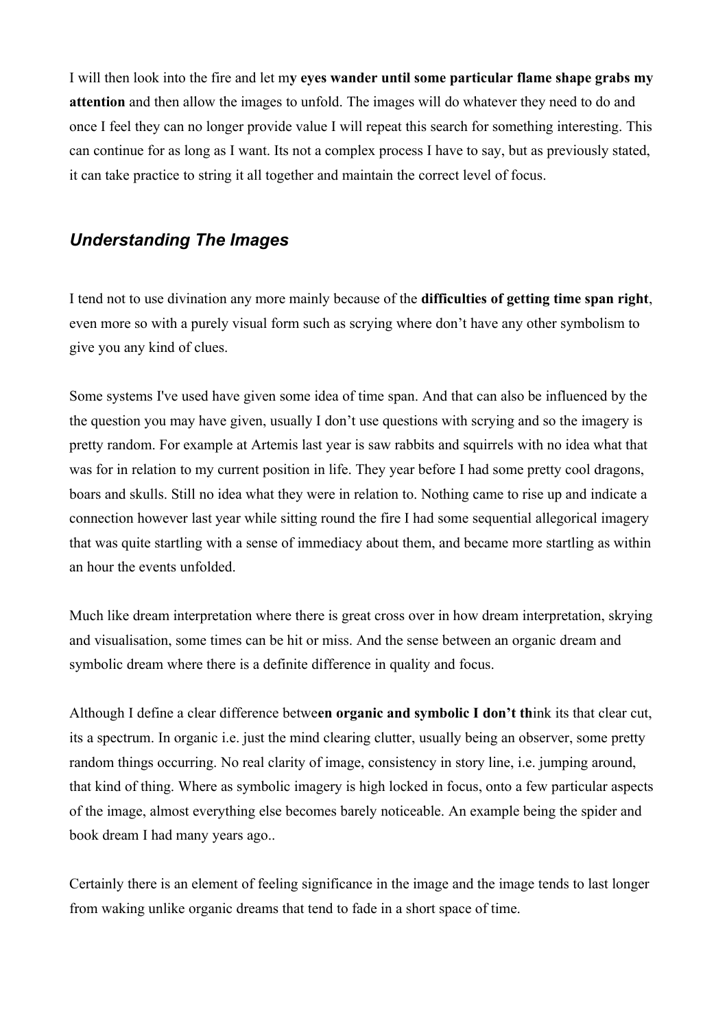I will then look into the fire and let m**y eyes wander until some particular flame shape grabs my attention** and then allow the images to unfold. The images will do whatever they need to do and once I feel they can no longer provide value I will repeat this search for something interesting. This can continue for as long as I want. Its not a complex process I have to say, but as previously stated, it can take practice to string it all together and maintain the correct level of focus.

## *Understanding The Images*

I tend not to use divination any more mainly because of the **difficulties of getting time span right**, even more so with a purely visual form such as scrying where don't have any other symbolism to give you any kind of clues.

Some systems I've used have given some idea of time span. And that can also be influenced by the the question you may have given, usually I don't use questions with scrying and so the imagery is pretty random. For example at Artemis last year is saw rabbits and squirrels with no idea what that was for in relation to my current position in life. They year before I had some pretty cool dragons, boars and skulls. Still no idea what they were in relation to. Nothing came to rise up and indicate a connection however last year while sitting round the fire I had some sequential allegorical imagery that was quite startling with a sense of immediacy about them, and became more startling as within an hour the events unfolded.

Much like dream interpretation where there is great cross over in how dream interpretation, skrying and visualisation, some times can be hit or miss. And the sense between an organic dream and symbolic dream where there is a definite difference in quality and focus.

Although I define a clear difference betwe**en organic and symbolic I don't th**ink its that clear cut, its a spectrum. In organic i.e. just the mind clearing clutter, usually being an observer, some pretty random things occurring. No real clarity of image, consistency in story line, i.e. jumping around, that kind of thing. Where as symbolic imagery is high locked in focus, onto a few particular aspects of the image, almost everything else becomes barely noticeable. An example being the spider and book dream I had many years ago..

Certainly there is an element of feeling significance in the image and the image tends to last longer from waking unlike organic dreams that tend to fade in a short space of time.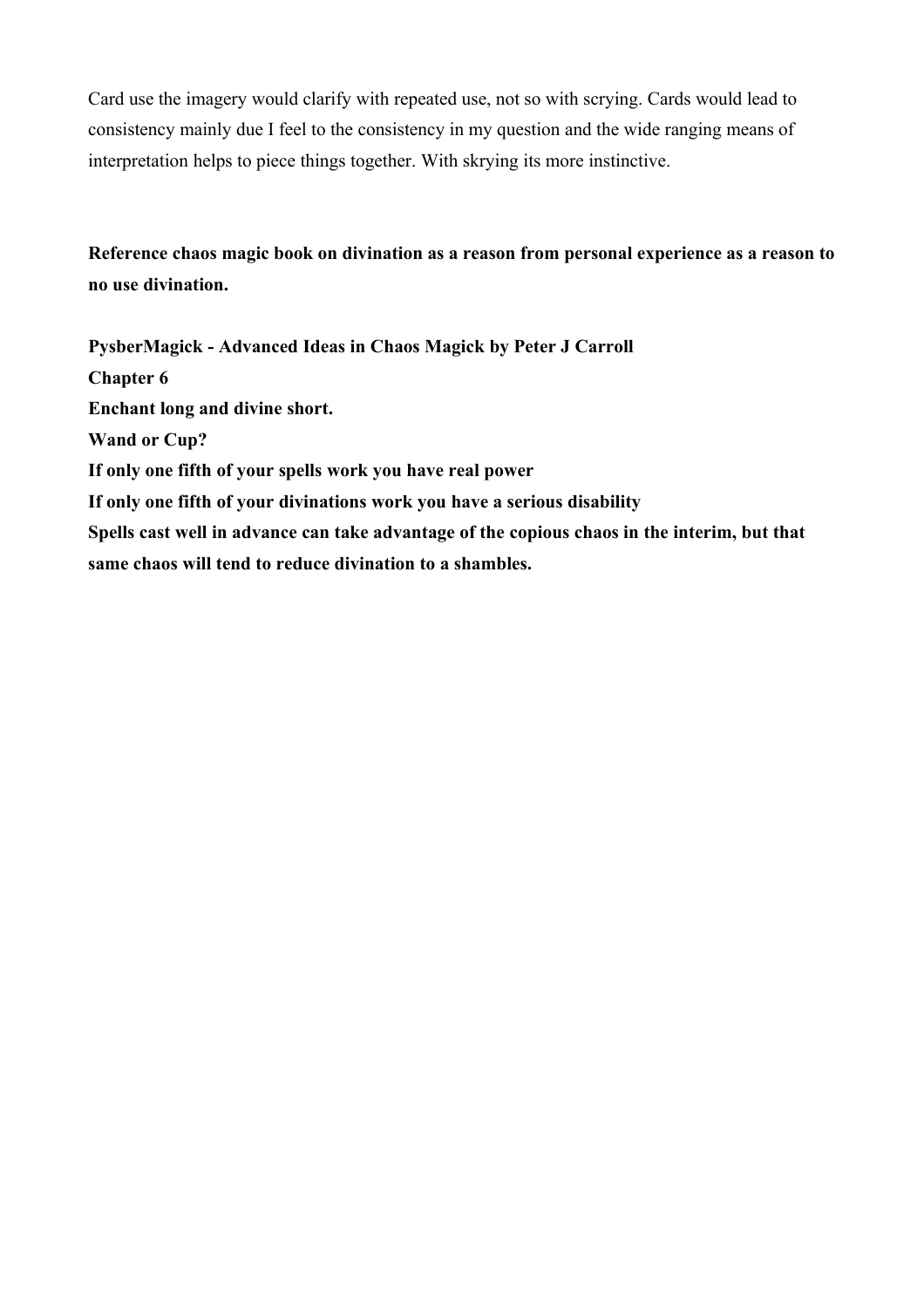Card use the imagery would clarify with repeated use, not so with scrying. Cards would lead to consistency mainly due I feel to the consistency in my question and the wide ranging means of interpretation helps to piece things together. With skrying its more instinctive.

**Reference chaos magic book on divination as a reason from personal experience as a reason to no use divination.**

**PysberMagick - Advanced Ideas in Chaos Magick by Peter J Carroll**  
**Chapter 6**  
**Enchant long and divine short.**  
**Wand or Cup?**  
**If only one fifth of your spells work you have real power**  
**If only one fifth of your divinations work you have a serious disability**  
**Spells cast well in advance can take advantage of the copious chaos in the interim, but that same chaos will tend to reduce divination to a shambles.**